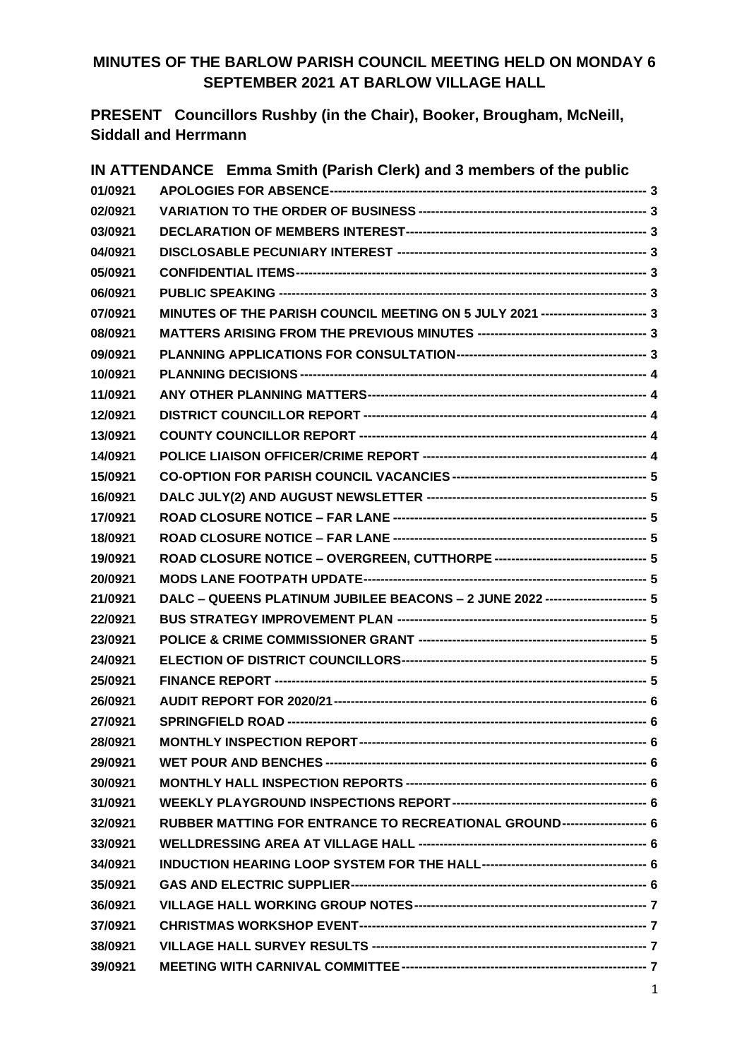# MINUTES OF THE BARLOW PARISH COUNCIL MEETING HELD ON MONDAY 6 SEPTEMBER 2021 AT BARLOW VILLAGE HALL

**PRESENT** Councillors Rushby (in the Chair), Booker, Brougham, McNeill, Siddall and Herrmann

**IN ATTENDANCE** Emma Smith (Parish Clerk) and 3 members of the public

| | | |
|---|---|---|
| 01/0921 | APOLOGIES FOR ABSENCE | 3 |
| 02/0921 | VARIATION TO THE ORDER OF BUSINESS | 3 |
| 03/0921 | DECLARATION OF MEMBERS INTEREST | 3 |
| 04/0921 | DISCLOSABLE PECUNIARY INTEREST | 3 |
| 05/0921 | CONFIDENTIAL ITEMS | 3 |
| 06/0921 | PUBLIC SPEAKING | 3 |
| 07/0921 | MINUTES OF THE PARISH COUNCIL MEETING ON 5 JULY 2021 | 3 |
| 08/0921 | MATTERS ARISING FROM THE PREVIOUS MINUTES | 3 |
| 09/0921 | PLANNING APPLICATIONS FOR CONSULTATION | 3 |
| 10/0921 | PLANNING DECISIONS | 4 |
| 11/0921 | ANY OTHER PLANNING MATTERS | 4 |
| 12/0921 | DISTRICT COUNCILLOR REPORT | 4 |
| 13/0921 | COUNTY COUNCILLOR REPORT | 4 |
| 14/0921 | POLICE LIAISON OFFICER/CRIME REPORT | 4 |
| 15/0921 | CO-OPTION FOR PARISH COUNCIL VACANCIES | 5 |
| 16/0921 | DALC JULY(2) AND AUGUST NEWSLETTER | 5 |
| 17/0921 | ROAD CLOSURE NOTICE – FAR LANE | 5 |
| 18/0921 | ROAD CLOSURE NOTICE – FAR LANE | 5 |
| 19/0921 | ROAD CLOSURE NOTICE – OVERGREEN, CUTTHORPE | 5 |
| 20/0921 | MODS LANE FOOTPATH UPDATE | 5 |
| 21/0921 | DALC – QUEENS PLATINUM JUBILEE BEACONS – 2 JUNE 2022 | 5 |
| 22/0921 | BUS STRATEGY IMPROVEMENT PLAN | 5 |
| 23/0921 | POLICE & CRIME COMMISSIONER GRANT | 5 |
| 24/0921 | ELECTION OF DISTRICT COUNCILLORS | 5 |
| 25/0921 | FINANCE REPORT | 5 |
| 26/0921 | AUDIT REPORT FOR 2020/21 | 6 |
| 27/0921 | SPRINGFIELD ROAD | 6 |
| 28/0921 | MONTHLY INSPECTION REPORT | 6 |
| 29/0921 | WET POUR AND BENCHES | 6 |
| 30/0921 | MONTHLY HALL INSPECTION REPORTS | 6 |
| 31/0921 | WEEKLY PLAYGROUND INSPECTIONS REPORT | 6 |
| 32/0921 | RUBBER MATTING FOR ENTRANCE TO RECREATIONAL GROUND | 6 |
| 33/0921 | WELLDRESSING AREA AT VILLAGE HALL | 6 |
| 34/0921 | INDUCTION HEARING LOOP SYSTEM FOR THE HALL | 6 |
| 35/0921 | GAS AND ELECTRIC SUPPLIER | 6 |
| 36/0921 | VILLAGE HALL WORKING GROUP NOTES | 7 |
| 37/0921 | CHRISTMAS WORKSHOP EVENT | 7 |
| 38/0921 | VILLAGE HALL SURVEY RESULTS | 7 |
| 39/0921 | MEETING WITH CARNIVAL COMMITTEE | 7 |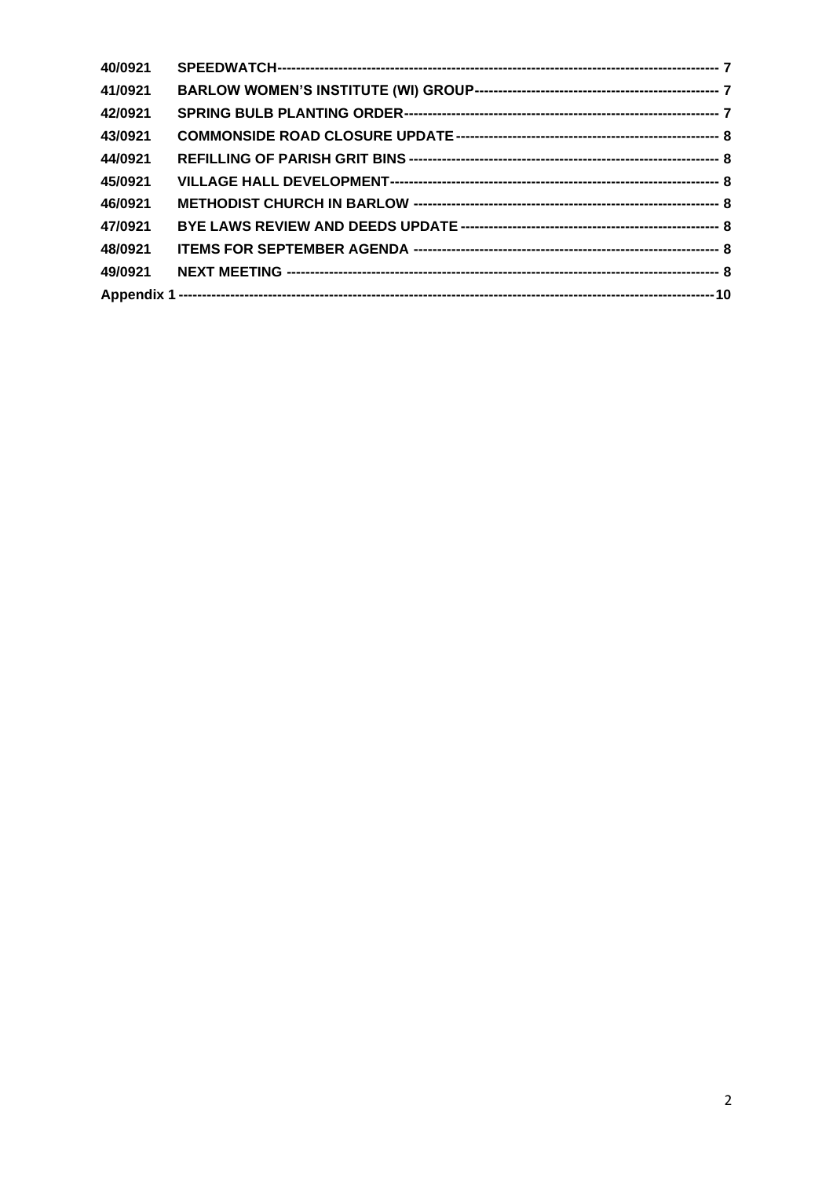| | | |
|---|---|---|
| 40/0921 | SPEEDWATCH | 7 |
| 41/0921 | BARLOW WOMEN'S INSTITUTE (WI) GROUP | 7 |
| 42/0921 | SPRING BULB PLANTING ORDER | 7 |
| 43/0921 | COMMONSIDE ROAD CLOSURE UPDATE | 8 |
| 44/0921 | REFILLING OF PARISH GRIT BINS | 8 |
| 45/0921 | VILLAGE HALL DEVELOPMENT | 8 |
| 46/0921 | METHODIST CHURCH IN BARLOW | 8 |
| 47/0921 | BYE LAWS REVIEW AND DEEDS UPDATE | 8 |
| 48/0921 | ITEMS FOR SEPTEMBER AGENDA | 8 |
| 49/0921 | NEXT MEETING | 8 |
| Appendix 1 | | 10 |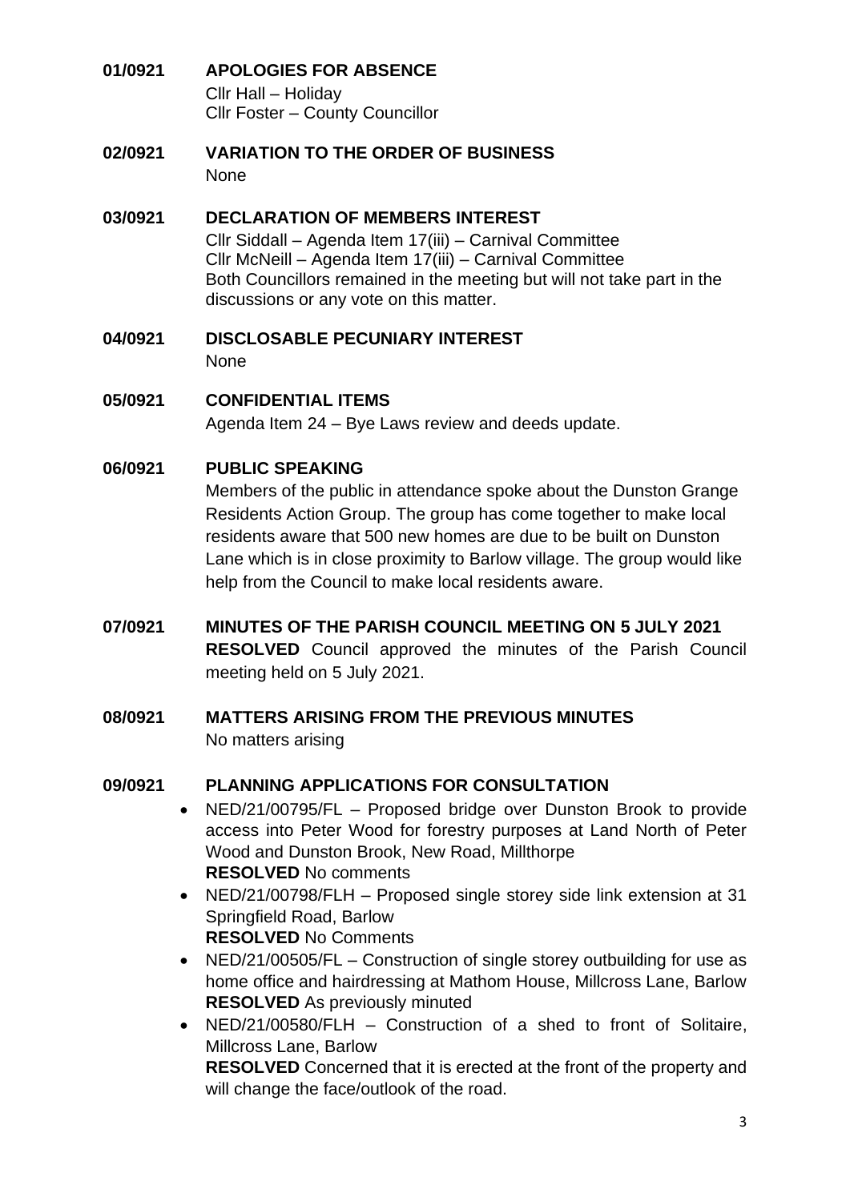## 01/0921 APOLOGIES FOR ABSENCE

Cllr Hall – Holiday
Cllr Foster – County Councillor

## 02/0921 VARIATION TO THE ORDER OF BUSINESS

None

## 03/0921 DECLARATION OF MEMBERS INTEREST

Cllr Siddall – Agenda Item 17(iii) – Carnival Committee
Cllr McNeill – Agenda Item 17(iii) – Carnival Committee
Both Councillors remained in the meeting but will not take part in the discussions or any vote on this matter.

## 04/0921 DISCLOSABLE PECUNIARY INTEREST

None

## 05/0921 CONFIDENTIAL ITEMS

Agenda Item 24 – Bye Laws review and deeds update.

## 06/0921 PUBLIC SPEAKING

Members of the public in attendance spoke about the Dunston Grange Residents Action Group. The group has come together to make local residents aware that 500 new homes are due to be built on Dunston Lane which is in close proximity to Barlow village. The group would like help from the Council to make local residents aware.

## 07/0921 MINUTES OF THE PARISH COUNCIL MEETING ON 5 JULY 2021

**RESOLVED** Council approved the minutes of the Parish Council meeting held on 5 July 2021.

## 08/0921 MATTERS ARISING FROM THE PREVIOUS MINUTES

No matters arising

## 09/0921 PLANNING APPLICATIONS FOR CONSULTATION

- NED/21/00795/FL – Proposed bridge over Dunston Brook to provide access into Peter Wood for forestry purposes at Land North of Peter Wood and Dunston Brook, New Road, Millthorpe
  **RESOLVED** No comments
- NED/21/00798/FLH – Proposed single storey side link extension at 31 Springfield Road, Barlow
  **RESOLVED** No Comments
- NED/21/00505/FL – Construction of single storey outbuilding for use as home office and hairdressing at Mathom House, Millcross Lane, Barlow
  **RESOLVED** As previously minuted
- NED/21/00580/FLH – Construction of a shed to front of Solitaire, Millcross Lane, Barlow
  **RESOLVED** Concerned that it is erected at the front of the property and will change the face/outlook of the road.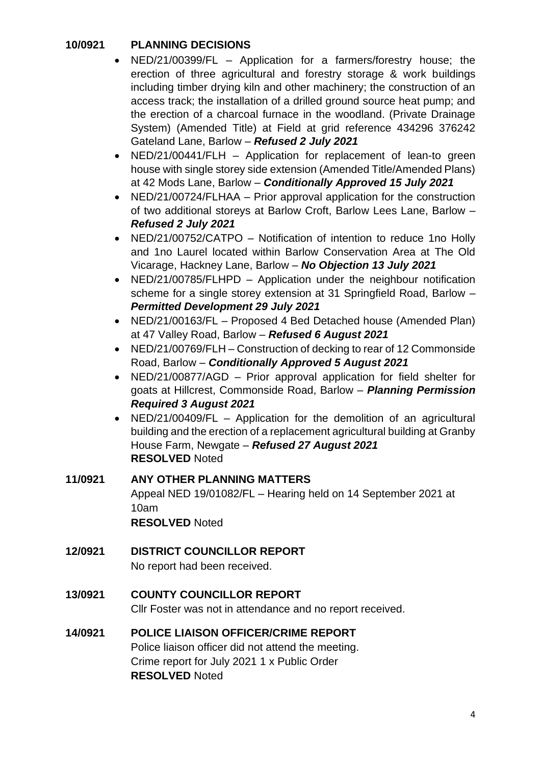**10/0921 PLANNING DECISIONS**

- NED/21/00399/FL – Application for a farmers/forestry house; the erection of three agricultural and forestry storage & work buildings including timber drying kiln and other machinery; the construction of an access track; the installation of a drilled ground source heat pump; and the erection of a charcoal furnace in the woodland. (Private Drainage System) (Amended Title) at Field at grid reference 434296 376242 Gateland Lane, Barlow – ***Refused 2 July 2021***
- NED/21/00441/FLH – Application for replacement of lean-to green house with single storey side extension (Amended Title/Amended Plans) at 42 Mods Lane, Barlow – ***Conditionally Approved 15 July 2021***
- NED/21/00724/FLHAA – Prior approval application for the construction of two additional storeys at Barlow Croft, Barlow Lees Lane, Barlow – ***Refused 2 July 2021***
- NED/21/00752/CATPO – Notification of intention to reduce 1no Holly and 1no Laurel located within Barlow Conservation Area at The Old Vicarage, Hackney Lane, Barlow – ***No Objection 13 July 2021***
- NED/21/00785/FLHPD – Application under the neighbour notification scheme for a single storey extension at 31 Springfield Road, Barlow – ***Permitted Development 29 July 2021***
- NED/21/00163/FL – Proposed 4 Bed Detached house (Amended Plan) at 47 Valley Road, Barlow – ***Refused 6 August 2021***
- NED/21/00769/FLH – Construction of decking to rear of 12 Commonside Road, Barlow – ***Conditionally Approved 5 August 2021***
- NED/21/00877/AGD – Prior approval application for field shelter for goats at Hillcrest, Commonside Road, Barlow – ***Planning Permission Required 3 August 2021***
- NED/21/00409/FL – Application for the demolition of an agricultural building and the erection of a replacement agricultural building at Granby House Farm, Newgate – ***Refused 27 August 2021***

**RESOLVED** Noted

**11/0921 ANY OTHER PLANNING MATTERS**

Appeal NED 19/01082/FL – Hearing held on 14 September 2021 at 10am

**RESOLVED** Noted

**12/0921 DISTRICT COUNCILLOR REPORT**

No report had been received.

**13/0921 COUNTY COUNCILLOR REPORT**

Cllr Foster was not in attendance and no report received.

**14/0921 POLICE LIAISON OFFICER/CRIME REPORT**

Police liaison officer did not attend the meeting.
Crime report for July 2021 1 x Public Order

**RESOLVED** Noted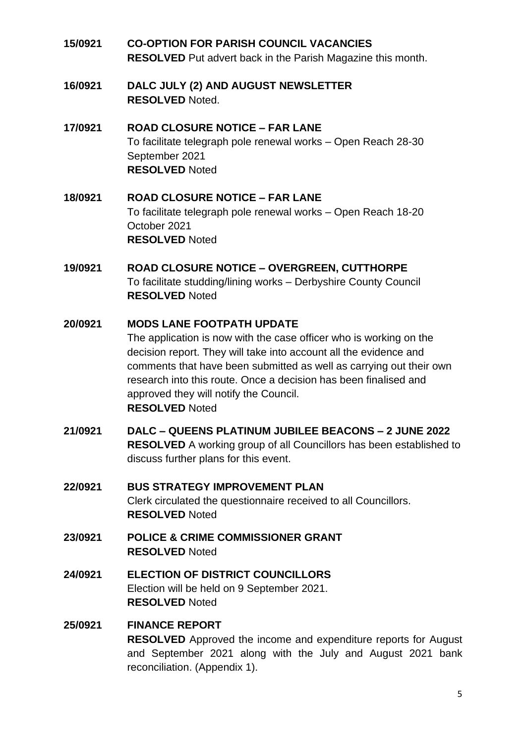**15/0921 CO-OPTION FOR PARISH COUNCIL VACANCIES**
**RESOLVED** Put advert back in the Parish Magazine this month.

**16/0921 DALC JULY (2) AND AUGUST NEWSLETTER**
**RESOLVED** Noted.

**17/0921 ROAD CLOSURE NOTICE – FAR LANE**
To facilitate telegraph pole renewal works – Open Reach 28-30 September 2021
**RESOLVED** Noted

**18/0921 ROAD CLOSURE NOTICE – FAR LANE**
To facilitate telegraph pole renewal works – Open Reach 18-20 October 2021
**RESOLVED** Noted

**19/0921 ROAD CLOSURE NOTICE – OVERGREEN, CUTTHORPE**
To facilitate studding/lining works – Derbyshire County Council
**RESOLVED** Noted

**20/0921 MODS LANE FOOTPATH UPDATE**
The application is now with the case officer who is working on the decision report. They will take into account all the evidence and comments that have been submitted as well as carrying out their own research into this route. Once a decision has been finalised and approved they will notify the Council.
**RESOLVED** Noted

**21/0921 DALC – QUEENS PLATINUM JUBILEE BEACONS – 2 JUNE 2022**
**RESOLVED** A working group of all Councillors has been established to discuss further plans for this event.

**22/0921 BUS STRATEGY IMPROVEMENT PLAN**
Clerk circulated the questionnaire received to all Councillors.
**RESOLVED** Noted

**23/0921 POLICE & CRIME COMMISSIONER GRANT**
**RESOLVED** Noted

**24/0921 ELECTION OF DISTRICT COUNCILLORS**
Election will be held on 9 September 2021.
**RESOLVED** Noted

**25/0921 FINANCE REPORT**
**RESOLVED** Approved the income and expenditure reports for August and September 2021 along with the July and August 2021 bank reconciliation. (Appendix 1).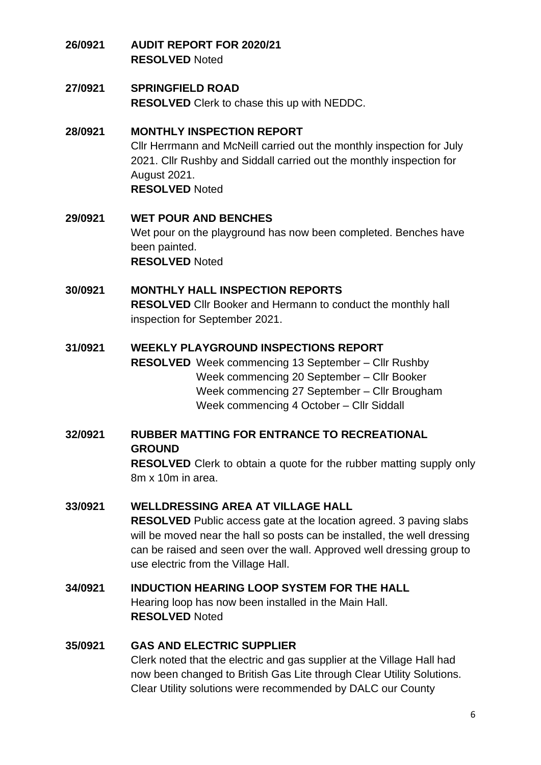**26/0921 AUDIT REPORT FOR 2020/21**
**RESOLVED** Noted

**27/0921 SPRINGFIELD ROAD**
**RESOLVED** Clerk to chase this up with NEDDC.

**28/0921 MONTHLY INSPECTION REPORT**
Cllr Herrmann and McNeill carried out the monthly inspection for July 2021. Cllr Rushby and Siddall carried out the monthly inspection for August 2021.
**RESOLVED** Noted

**29/0921 WET POUR AND BENCHES**
Wet pour on the playground has now been completed. Benches have been painted.
**RESOLVED** Noted

**30/0921 MONTHLY HALL INSPECTION REPORTS**
**RESOLVED** Cllr Booker and Hermann to conduct the monthly hall inspection for September 2021.

**31/0921 WEEKLY PLAYGROUND INSPECTIONS REPORT**
**RESOLVED** Week commencing 13 September – Cllr Rushby
Week commencing 20 September – Cllr Booker
Week commencing 27 September – Cllr Brougham
Week commencing 4 October – Cllr Siddall

**32/0921 RUBBER MATTING FOR ENTRANCE TO RECREATIONAL GROUND**
**RESOLVED** Clerk to obtain a quote for the rubber matting supply only 8m x 10m in area.

**33/0921 WELLDRESSING AREA AT VILLAGE HALL**
**RESOLVED** Public access gate at the location agreed. 3 paving slabs will be moved near the hall so posts can be installed, the well dressing can be raised and seen over the wall. Approved well dressing group to use electric from the Village Hall.

**34/0921 INDUCTION HEARING LOOP SYSTEM FOR THE HALL**
Hearing loop has now been installed in the Main Hall.
**RESOLVED** Noted

**35/0921 GAS AND ELECTRIC SUPPLIER**
Clerk noted that the electric and gas supplier at the Village Hall had now been changed to British Gas Lite through Clear Utility Solutions. Clear Utility solutions were recommended by DALC our County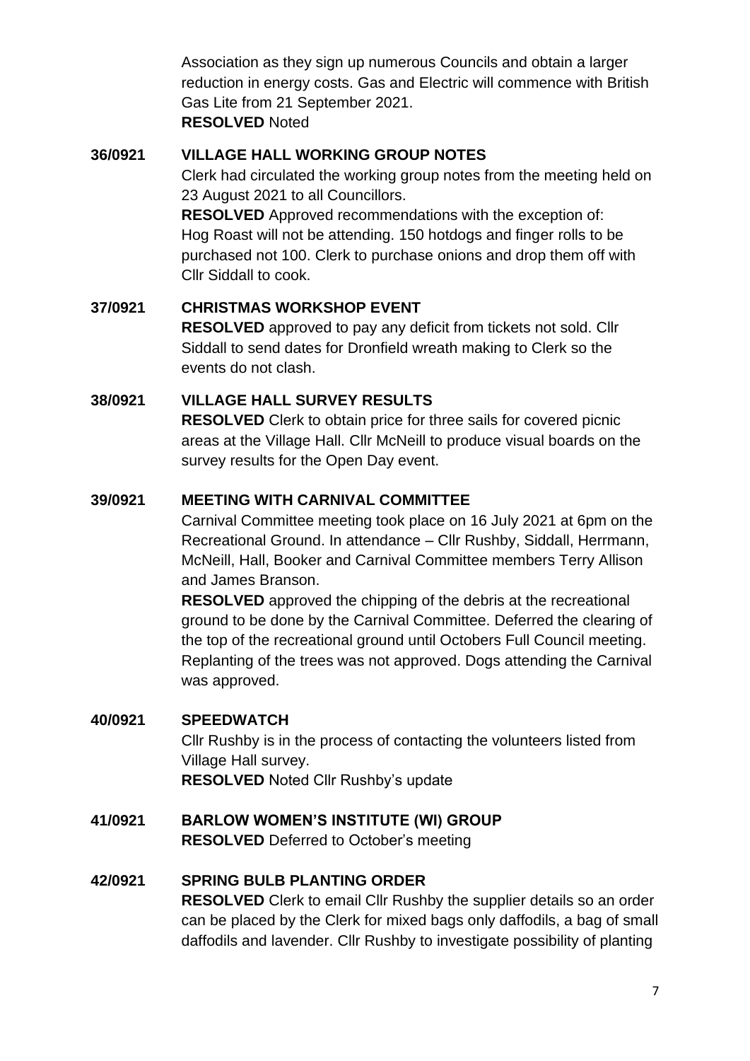Association as they sign up numerous Councils and obtain a larger reduction in energy costs. Gas and Electric will commence with British Gas Lite from 21 September 2021.
**RESOLVED** Noted

**36/0921 VILLAGE HALL WORKING GROUP NOTES**

Clerk had circulated the working group notes from the meeting held on 23 August 2021 to all Councillors.
**RESOLVED** Approved recommendations with the exception of: Hog Roast will not be attending. 150 hotdogs and finger rolls to be purchased not 100. Clerk to purchase onions and drop them off with Cllr Siddall to cook.

**37/0921 CHRISTMAS WORKSHOP EVENT**

**RESOLVED** approved to pay any deficit from tickets not sold. Cllr Siddall to send dates for Dronfield wreath making to Clerk so the events do not clash.

**38/0921 VILLAGE HALL SURVEY RESULTS**

**RESOLVED** Clerk to obtain price for three sails for covered picnic areas at the Village Hall. Cllr McNeill to produce visual boards on the survey results for the Open Day event.

**39/0921 MEETING WITH CARNIVAL COMMITTEE**

Carnival Committee meeting took place on 16 July 2021 at 6pm on the Recreational Ground. In attendance – Cllr Rushby, Siddall, Herrmann, McNeill, Hall, Booker and Carnival Committee members Terry Allison and James Branson.
**RESOLVED** approved the chipping of the debris at the recreational ground to be done by the Carnival Committee. Deferred the clearing of the top of the recreational ground until Octobers Full Council meeting. Replanting of the trees was not approved. Dogs attending the Carnival was approved.

**40/0921 SPEEDWATCH**

Cllr Rushby is in the process of contacting the volunteers listed from Village Hall survey.
**RESOLVED** Noted Cllr Rushby's update

**41/0921 BARLOW WOMEN'S INSTITUTE (WI) GROUP**

**RESOLVED** Deferred to October's meeting

**42/0921 SPRING BULB PLANTING ORDER**

**RESOLVED** Clerk to email Cllr Rushby the supplier details so an order can be placed by the Clerk for mixed bags only daffodils, a bag of small daffodils and lavender. Cllr Rushby to investigate possibility of planting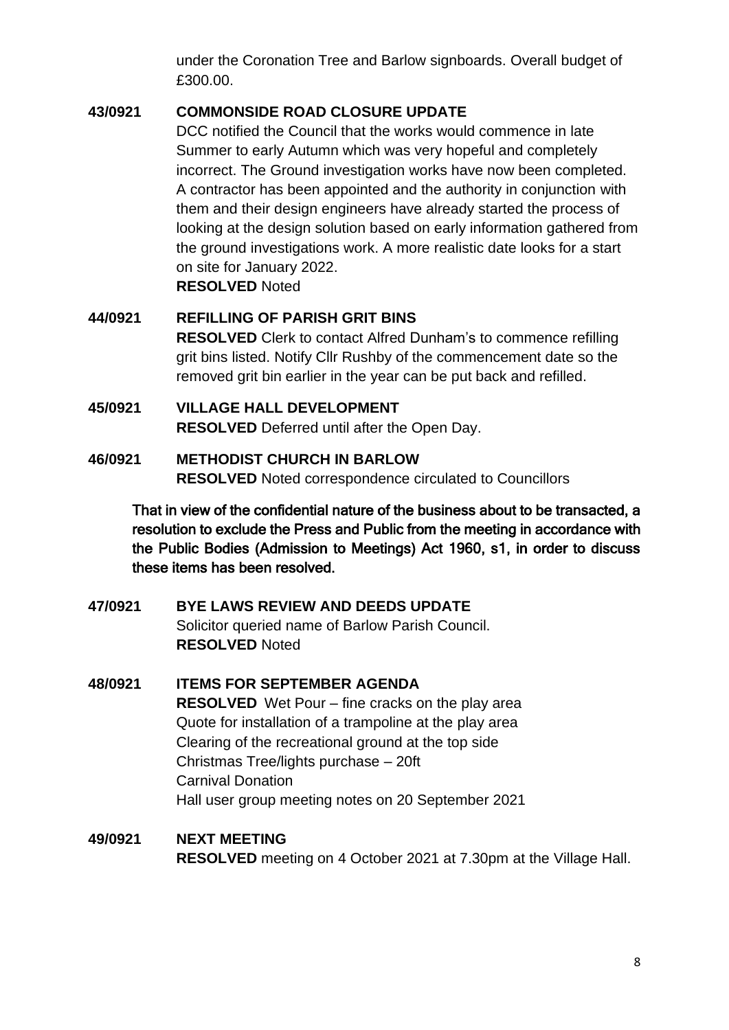under the Coronation Tree and Barlow signboards. Overall budget of £300.00.

**43/0921 COMMONSIDE ROAD CLOSURE UPDATE**

DCC notified the Council that the works would commence in late Summer to early Autumn which was very hopeful and completely incorrect. The Ground investigation works have now been completed. A contractor has been appointed and the authority in conjunction with them and their design engineers have already started the process of looking at the design solution based on early information gathered from the ground investigations work. A more realistic date looks for a start on site for January 2022.

**RESOLVED** Noted

**44/0921 REFILLING OF PARISH GRIT BINS**

**RESOLVED** Clerk to contact Alfred Dunham's to commence refilling grit bins listed. Notify Cllr Rushby of the commencement date so the removed grit bin earlier in the year can be put back and refilled.

**45/0921 VILLAGE HALL DEVELOPMENT**

**RESOLVED** Deferred until after the Open Day.

**46/0921 METHODIST CHURCH IN BARLOW**

**RESOLVED** Noted correspondence circulated to Councillors

**That in view of the confidential nature of the business about to be transacted, a resolution to exclude the Press and Public from the meeting in accordance with the Public Bodies (Admission to Meetings) Act 1960, s1, in order to discuss these items has been resolved.**

**47/0921 BYE LAWS REVIEW AND DEEDS UPDATE**

Solicitor queried name of Barlow Parish Council.

**RESOLVED** Noted

**48/0921 ITEMS FOR SEPTEMBER AGENDA**

**RESOLVED** Wet Pour – fine cracks on the play area
Quote for installation of a trampoline at the play area
Clearing of the recreational ground at the top side
Christmas Tree/lights purchase – 20ft
Carnival Donation
Hall user group meeting notes on 20 September 2021

**49/0921 NEXT MEETING**

**RESOLVED** meeting on 4 October 2021 at 7.30pm at the Village Hall.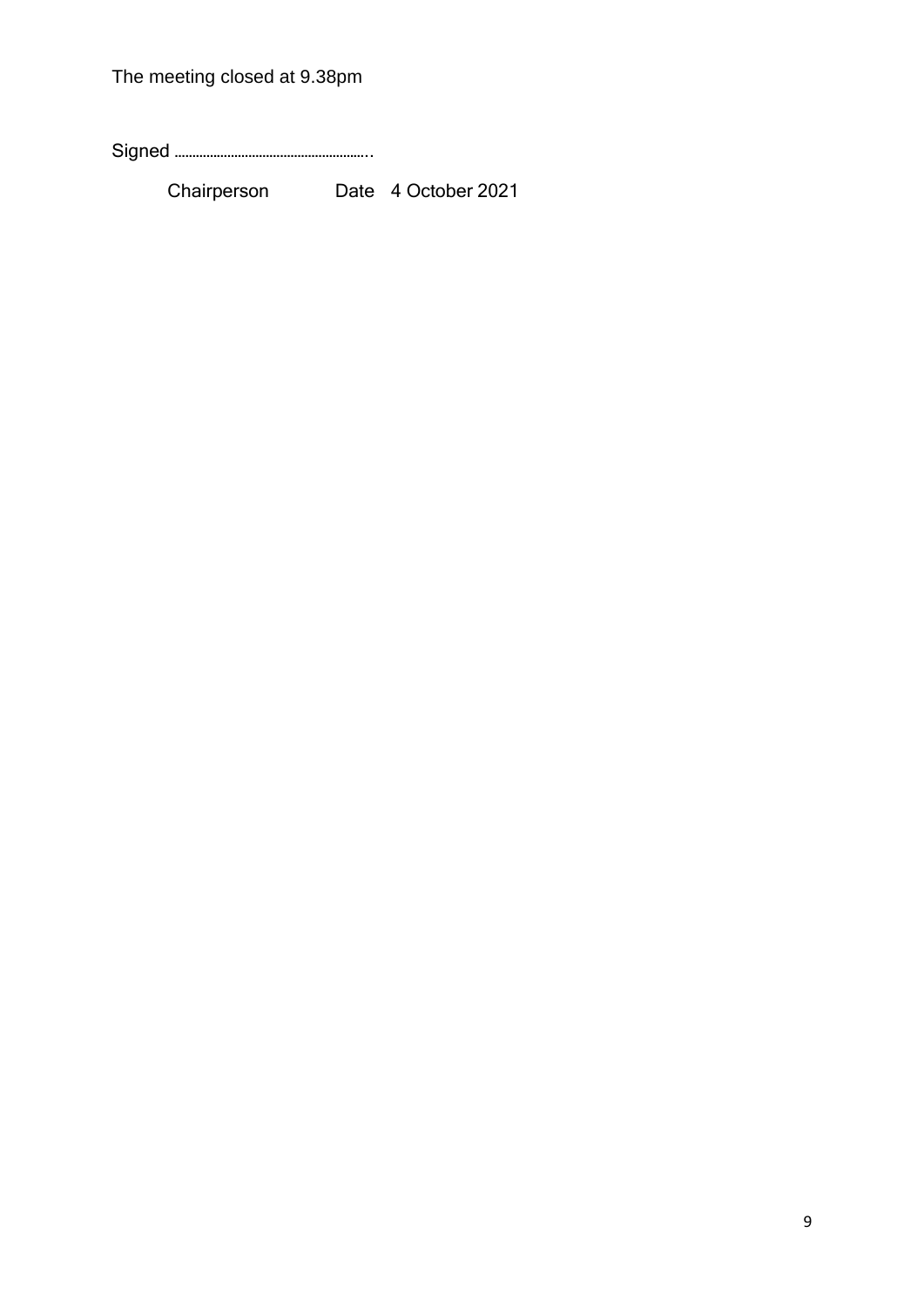The meeting closed at 9.38pm

Signed ………………………………………………..

Chairperson Date 4 October 2021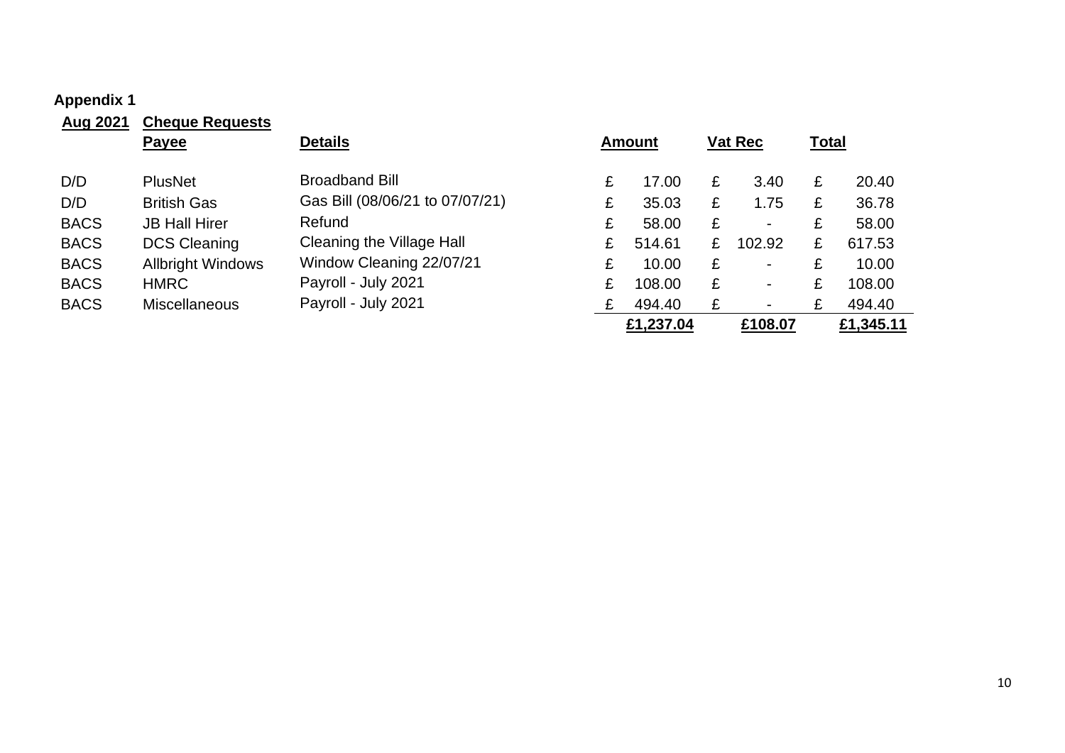**Appendix 1**

| Aug 2021 | Cheque Requests Payee | Details | Amount | Vat Rec | Total |
|---|---|---|---|---|---|
| D/D | PlusNet | Broadband Bill | £ 17.00 | £ 3.40 | £ 20.40 |
| D/D | British Gas | Gas Bill (08/06/21 to 07/07/21) | £ 35.03 | £ 1.75 | £ 36.78 |
| BACS | JB Hall Hirer | Refund | £ 58.00 | £ - | £ 58.00 |
| BACS | DCS Cleaning | Cleaning the Village Hall | £ 514.61 | £ 102.92 | £ 617.53 |
| BACS | Allbright Windows | Window Cleaning 22/07/21 | £ 10.00 | £ - | £ 10.00 |
| BACS | HMRC | Payroll - July 2021 | £ 108.00 | £ - | £ 108.00 |
| BACS | Miscellaneous | Payroll - July 2021 | £ 494.40 | £ - | £ 494.40 |
| | | | **£1,237.04** | **£108.07** | **£1,345.11** |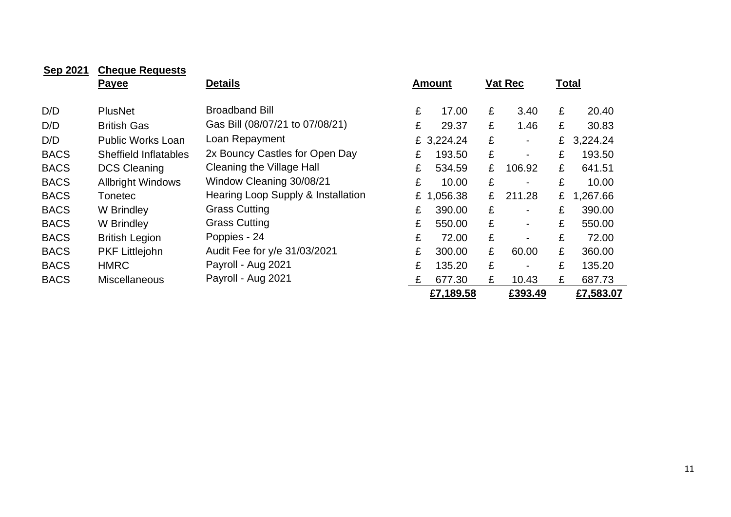| **Sep 2021** | **Cheque Requests** | | | | |
|---|---|---|---|---|---|
| | **Payee** | **Details** | **Amount** | **Vat Rec** | **Total** |
| D/D | PlusNet | Broadband Bill | £ 17.00 | £ 3.40 | £ 20.40 |
| D/D | British Gas | Gas Bill (08/07/21 to 07/08/21) | £ 29.37 | £ 1.46 | £ 30.83 |
| D/D | Public Works Loan | Loan Repayment | £ 3,224.24 | £ - | £ 3,224.24 |
| BACS | Sheffield Inflatables | 2x Bouncy Castles for Open Day | £ 193.50 | £ - | £ 193.50 |
| BACS | DCS Cleaning | Cleaning the Village Hall | £ 534.59 | £ 106.92 | £ 641.51 |
| BACS | Allbright Windows | Window Cleaning 30/08/21 | £ 10.00 | £ - | £ 10.00 |
| BACS | Tonetec | Hearing Loop Supply & Installation | £ 1,056.38 | £ 211.28 | £ 1,267.66 |
| BACS | W Brindley | Grass Cutting | £ 390.00 | £ - | £ 390.00 |
| BACS | W Brindley | Grass Cutting | £ 550.00 | £ - | £ 550.00 |
| BACS | British Legion | Poppies - 24 | £ 72.00 | £ - | £ 72.00 |
| BACS | PKF Littlejohn | Audit Fee for y/e 31/03/2021 | £ 300.00 | £ 60.00 | £ 360.00 |
| BACS | HMRC | Payroll - Aug 2021 | £ 135.20 | £ - | £ 135.20 |
| BACS | Miscellaneous | Payroll - Aug 2021 | £ 677.30 | £ 10.43 | £ 687.73 |
| | | | **£7,189.58** | **£393.49** | **£7,583.07** |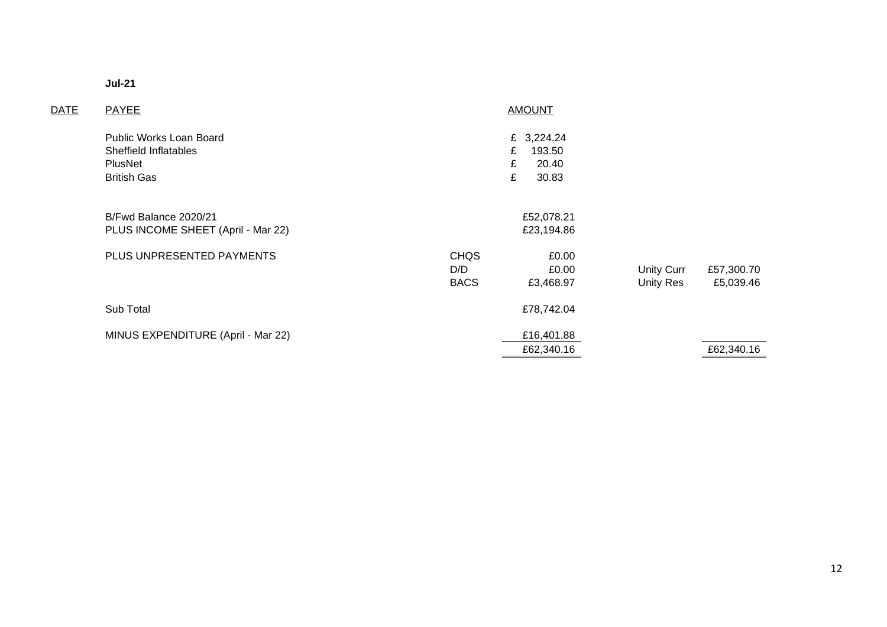**Jul-21**

| DATE | PAYEE | | AMOUNT | | |
|---|---|---|---|---|---|
| | Public Works Loan Board | | £ 3,224.24 | | |
| | Sheffield Inflatables | | £ 193.50 | | |
| | PlusNet | | £ 20.40 | | |
| | British Gas | | £ 30.83 | | |
| | | | | | |
| | B/Fwd Balance 2020/21 | | £52,078.21 | | |
| | PLUS INCOME SHEET (April - Mar 22) | | £23,194.86 | | |
| | | | | | |
| | PLUS UNPRESENTED PAYMENTS | CHQS | £0.00 | | |
| | | D/D | £0.00 | Unity Curr | £57,300.70 |
| | | BACS | £3,468.97 | Unity Res | £5,039.46 |
| | | | | | |
| | Sub Total | | £78,742.04 | | |
| | | | | | |
| | MINUS EXPENDITURE (April - Mar 22) | | £16,401.88 | | |
| | | | £62,340.16 | | £62,340.16 |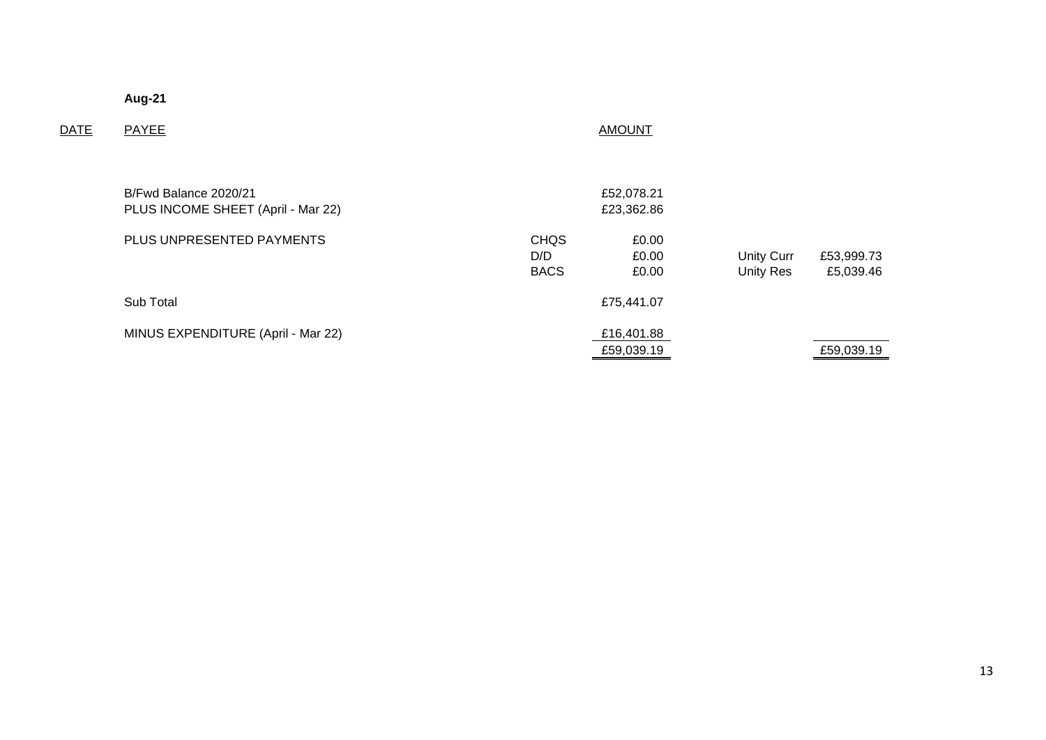**Aug-21**

| DATE | PAYEE | | AMOUNT | | |
|---|---|---|---|---|---|
| | B/Fwd Balance 2020/21 | | £52,078.21 | | |
| | PLUS INCOME SHEET (April - Mar 22) | | £23,362.86 | | |
| | PLUS UNPRESENTED PAYMENTS | CHQS | £0.00 | | |
| | | D/D | £0.00 | Unity Curr | £53,999.73 |
| | | BACS | £0.00 | Unity Res | £5,039.46 |
| | Sub Total | | £75,441.07 | | |
| | MINUS EXPENDITURE (April - Mar 22) | | £16,401.88 | | |
| | | | £59,039.19 | | £59,039.19 |